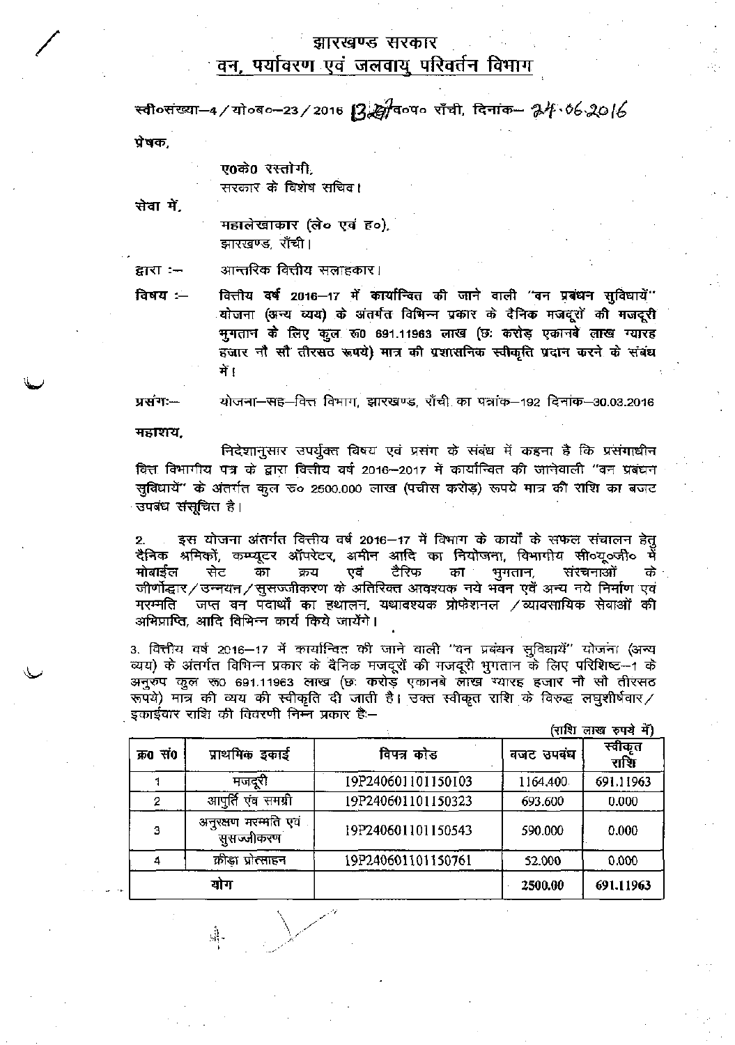# झारखण्ड सरकार
## वन, पर्यावरण एवं जलवायु परिवर्तन विभाग

स्वी०संख्या–4/यो०ब०–23/2016 1327 व०प० राँची, दिनांक– 24.06.2016

प्रेषक,

ए०के० रस्तोगी,
सरकार के विशेष सचिव।

सेवा में,

महालेखाकार (ले० एवं ह०),
झारखण्ड, राँची।

द्वारा :– आन्तरिक वित्तीय सलाहकार।

विषय :– **वित्तीय वर्ष 2016–17 में कार्यान्वित की जाने वाली "वन प्रबंधन सुविधायें" योजना (अन्य व्यय) के अंतर्गत विभिन्न प्रकार के दैनिक मजदूरों की मजदूरी भुगतान के लिए कुल रु0 691.11963 लाख (छः करोड़ एकानबे लाख ग्यारह हजार नौ सौ तीरसठ रूपये) मात्र की प्रशासनिक स्वीकृति प्रदान करने के संबंध में।**

प्रसंगः– योजना–सह–वित्त विभाग, झारखण्ड, राँची का पत्रांक–192 दिनांक–30.03.2016

महाशय,

निदेशानुसार उपर्युक्त विषय एवं प्रसंग के संबंध में कहना है कि प्रसंगाधीन वित्त विभागीय पत्र के द्वारा वित्तीय वर्ष 2016–2017 में कार्यान्वित की जानेवाली "वन प्रबंधन सुविधायें" के अंतर्गत कुल रु० 2500.000 लाख (पचीस करोड़) रूपये मात्र की राशि का बजट उपबंध संसूचित है।

2. इस योजना अंतर्गत वित्तीय वर्ष 2016–17 में विभाग के कार्यों के सफल संचालन हेतु दैनिक श्रमिकों, कम्प्यूटर ऑपरेटर, अमीन आदि का नियोजना, विभागीय सी०यू०जी० में मोबाईल सेट का क्रय एवं टैरिफ का भुगतान, संरचनाओं के जीर्णोद्वार/उन्नयन/सुसज्जीकरण के अतिरिक्त आवश्यक नये भवन एवं अन्य नये निर्माण एवं मरम्मति जप्त वन पदार्थों का हथालन, यथावश्यक प्रोफेशनल /व्यावसायिक सेवाओं की अभिप्राप्ति, आदि विभिन्न कार्य किये जायेंगे।

3. वित्तीय वर्ष 2016–17 में कार्यान्वित की जाने वाली "वन प्रबंधन सुविधायें" योजना (अन्य व्यय) के अंतर्गत विभिन्न प्रकार के दैनिक मजदूरों की मजदूरी भुगतान के लिए परिशिष्ट–1 के अनुरुप कुल रु0 691.11963 लाख (छः करोड़ एकानबे लाख ग्यारह हजार नौ सौ तीरसठ रूपये) मात्र की व्यय की स्वीकृति दी जाती है। उक्त स्वीकृत राशि के विरुद्ध लघुशीर्षवार/इकाईवार राशि की विवरणी निम्न प्रकार हैः–

(राशि लाख रुपये में)

| क्र0 सं0 | प्राथमिक इकाई | विपत्र कोड | बजट उपबंध | स्वीकृत राशि |
|---|---|---|---|---|
| 1 | मजदूरी | 19P240601101150103 | 1164.400 | 691.11963 |
| 2 | आपुर्ति एवं समग्री | 19P240601101150323 | 693.600 | 0.000 |
| 3 | अनुरक्षण मरम्मति एवं सुसज्जीकरण | 19P240601101150543 | 590.000 | 0.000 |
| 4 | क्रीड़ा प्रोत्साहन | 19P240601101150761 | 52.000 | 0.000 |
| योग | | | 2500.00 | 691.11963 |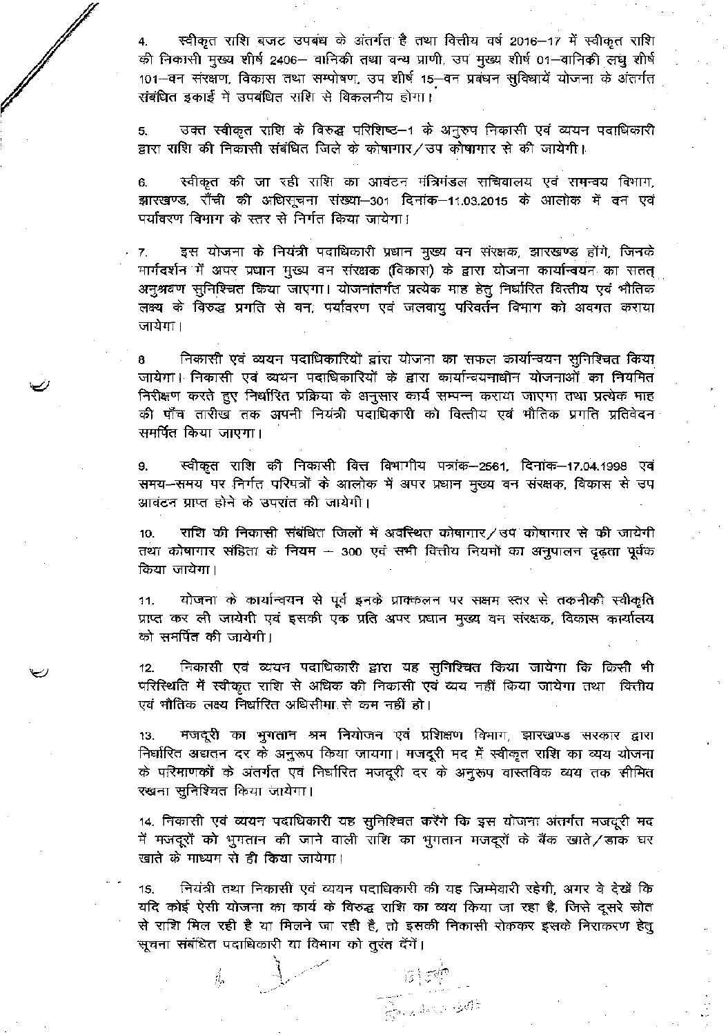4. स्वीकृत राशि बजट उपबंध के अंतर्गत है तथा वित्तीय वर्ष 2016–17 में स्वीकृत राशि की निकासी मुख्य शीर्ष 2406– वानिकी तथा वन्य प्राणी, उप मुख्य शीर्ष 01–वानिकी लघु शीर्ष 101–वन संरक्षण, विकास तथा सम्पोषण, उप शीर्ष 15–वन प्रबंधन सुविधायें योजना के अंतर्गत संबंधित इकाई में उपबंधित राशि से विकलनीय होगा।

5. उक्त स्वीकृत राशि के विरुद्ध परिशिष्ट–1 के अनुरुप निकासी एवं व्ययन पदाधिकारी द्वारा राशि की निकासी संबंधित जिले के कोषागार/उप कोषागार से की जायेगी।

6. स्वीकृत की जा रही राशि का आवंटन मंत्रिमंडल सचिवालय एवं समन्वय विभाग, झारखण्ड, राँची की अधिसूचना संख्या–301 दिनांक–11.03.2015 के आलोक में वन एवं पर्यावरण विभाग के स्तर से निर्गत किया जायेगा।

7. इस योजना के नियंत्री पदाधिकारी प्रधान मुख्य वन संरक्षक, झारखण्ड होंगे, जिनके मार्गदर्शन में अपर प्रधान मुख्य वन संरक्षक (विकास) के द्वारा योजना कार्यान्वयन का सतत् अनुश्रवण सुनिश्चित किया जाएगा। योजनांतर्गत प्रत्येक माह हेतु निर्धारित वित्तीय एवं भौतिक लक्ष्य के विरुद्ध प्रगति से वन, पर्यावरण एवं जलवायु परिवर्तन विभाग को अवगत कराया जायेगा।

8 निकासी एवं व्ययन पदाधिकारियों द्वारा योजना का सफल कार्यान्वयन सुनिश्चित किया जायेगा। निकासी एवं व्ययन पदाधिकारियों के द्वारा कार्यान्वयनाधीन योजनाओं का नियमित निरीक्षण करते हुए निर्धारित प्रक्रिया के अनुसार कार्य सम्पन्न कराया जाएगा तथा प्रत्येक माह की पाँच तारीख तक अपनी नियंत्री पदाधिकारी को वित्तीय एवं भौतिक प्रगति प्रतिवेदन समर्पित किया जाएगा।

9. स्वीकृत राशि की निकासी वित्त विभागीय पत्रांक–2561, दिनांक–17.04.1998 एवं समय–समय पर निर्गत परिपत्रों के आलोक में अपर प्रधान मुख्य वन संरक्षक, विकास से उप आवंटन प्राप्त होने के उपरांत की जायेगी।

10. राशि की निकासी संबंधित जिलों में अवस्थित कोषागार/उप कोषागार से की जायेगी तथा कोषागार संहिता के नियम – 300 एवं सभी वित्तीय नियमों का अनुपालन दृढ़ता पूर्वक किया जायेगा।

11. योजना के कार्यान्वयन से पूर्व इनके प्राक्कलन पर सक्षम स्तर से तकनीकी स्वीकृति प्राप्त कर ली जायेगी एवं इसकी एक प्रति अपर प्रधान मुख्य वन संरक्षक, विकास कार्यालय को समर्पित की जायेगी।

12. निकासी एवं व्ययन पदाधिकारी द्वारा यह सुनिश्चित किया जायेगा कि किसी भी परिस्थिति में स्वीकृत राशि से अधिक की निकासी एवं व्यय नहीं किया जायेगा तथा वित्तीय एवं भौतिक लक्ष्य निर्धारित अधिसीमा से कम नहीं हो।

13. मजदूरी का भुगतान श्रम नियोजन एवं प्रशिक्षण विभाग, झारखण्ड सरकार द्वारा निर्धारित अद्यतन दर के अनुरूप किया जायगा। मजदूरी मद में स्वीकृत राशि का व्यय योजना के परिमाणकों के अंतर्गत एवं निर्धारित मजदूरी दर के अनुरूप वास्तविक व्यय तक सीमित रखना सुनिश्चित किया जायेगा।

14. निकासी एवं व्ययन पदाधिकारी यह सुनिश्चित करेंगे कि इस योजना अंतर्गत मजदूरी मद में मजदूरों को भुगतान की जाने वाली राशि का भुगतान मजदूरों के बैंक खाते/डाक घर खाते के माध्यम से ही किया जायेगा।

15. नियंत्री तथा निकासी एवं व्ययन पदाधिकारी की यह जिम्मेवारी रहेगी, अगर वे देखें कि यदि कोई ऐसी योजना का कार्य के विरुद्ध राशि का व्यय किया जा रहा है, जिसे दूसरे स्रोत से राशि मिल रही है या मिलने जा रही है, तो इसकी निकासी रोककर इसके निराकरण हेतु सूचना संबंधित पदाधिकारी या विभाग को तुरंत देंगें।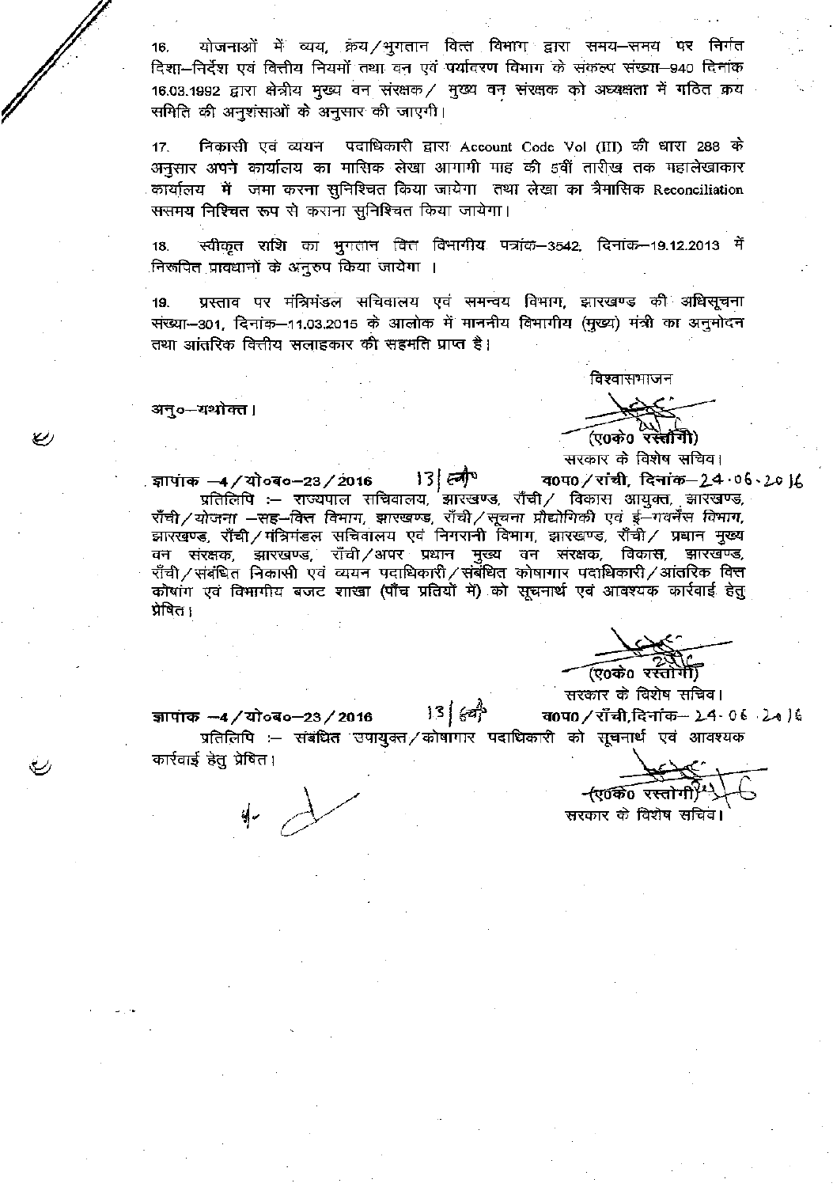16. योजनाओं में व्यय, क्रय/भुगतान वित्त विभाग द्वारा समय–समय पर निर्गत दिशा–निर्देश एवं वित्तीय नियमों तथा वन एवं पर्यावरण विभाग के संकल्प संख्या–940 दिनांक 16.03.1992 द्वारा क्षेत्रीय मुख्य वन संरक्षक/ मुख्य वन संरक्षक की अध्यक्षता में गठित क्रय समिति की अनुशंसाओं के अनुसार की जाएगी।

17. निकासी एवं व्ययन पदाधिकारी द्वारा Account Code Vol (III) की धारा 288 के अनुसार अपने कार्यालय का मासिक लेखा आगामी माह की 5वीं तारीख तक महालेखाकार कार्यालय में जमा करना सुनिश्चित किया जायेगा तथा लेखा का त्रैमासिक Reconciliation ससमय निश्चित रूप से कराना सुनिश्चित किया जायेगा।

18. स्वीकृत राशि का भुगतान वित्त विभागीय पत्रांक–3542, दिनांक–19.12.2013 में निरूपित प्रावधानों के अनुरुप किया जायेगा ।

19. प्रस्ताव पर मंत्रिमंडल सचिवालय एवं समन्वय विभाग, झारखण्ड की अधिसूचना संख्या–301, दिनांक–11.03.2015 के आलोक में माननीय विभागीय (मुख्य) मंत्री का अनुमोदन तथा आंतरिक वित्तीय सलाहकार की सहमति प्राप्त है।

विश्वासभाजन

अनु०–यथोक्त।

(एo केo रस्तोगी)
सरकार के विशेष सचिव।

ज्ञापांक –4/यो०ब०–23/2016 1313 व०प०/राँची, दिनांक–24.06.2016

प्रतिलिपि :– राज्यपाल सचिवालय, झारखण्ड, राँची/ विकास आयुक्त, झारखण्ड, राँची/योजना –सह–वित्त विभाग, झारखण्ड, राँची/सूचना प्रौद्योगिकी एवं ई–गवर्नेंस विभाग, झारखण्ड, राँची/मंत्रिमंडल सचिवालय एवं निगरानी विभाग, झारखण्ड, राँची/ प्रधान मुख्य वन संरक्षक, झारखण्ड, राँची/अपर प्रधान मुख्य वन संरक्षक, विकास, झारखण्ड, राँची/संबंधित निकासी एवं व्ययन पदाधिकारी/संबंधित कोषागार पदाधिकारी/आंतरिक वित्त कोषांग एवं विभागीय बजट शाखा (पाँच प्रतियों में) को सूचनार्थ एवं आवश्यक कार्रवाई हेतु प्रेषित।

(एo केo रस्तोगी)
सरकार के विशेष सचिव।

ज्ञापांक –4/यो०ब०–23/2016 1314 व०प०/राँची, दिनांक– 24.06.2016

प्रतिलिपि :– संबंधित उपायुक्त/कोषागार पदाधिकारी को सूचनार्थ एवं आवश्यक कार्रवाई हेतु प्रेषित।

(एo केo रस्तोगी)
सरकार के विशेष सचिव।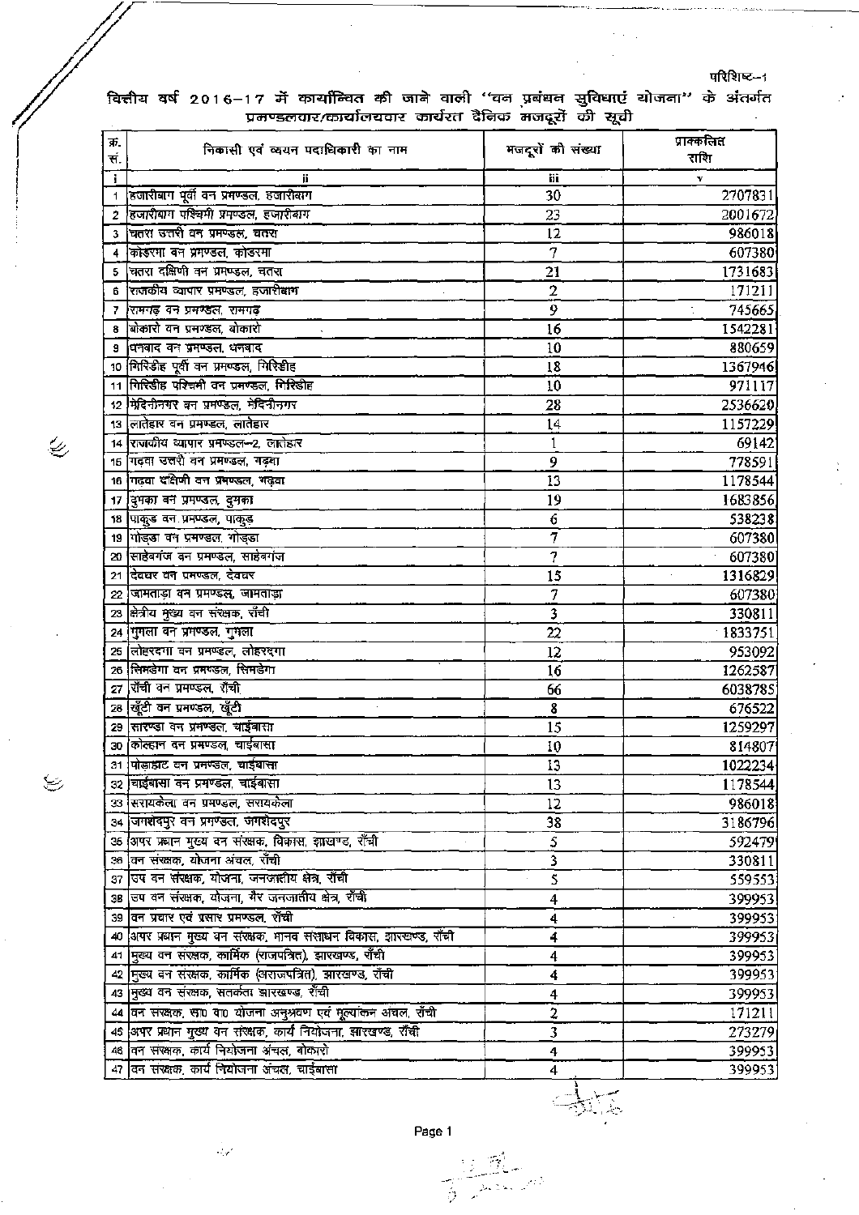परिशिष्ट–1

## वित्तीय वर्ष 2016–17 में कार्यान्वित की जाने वाली "वन प्रबंधन सुविधाएं योजना" के अंतर्गत प्रमण्डलवार/कार्यालयवार कार्यरत दैनिक मजदूरों की सूची

| क्र. सं. | निकासी एवं व्ययन पदाधिकारी का नाम | मजदूरों की संख्या | प्राक्कलित राशि |
|---|---|---|---|
| i | ii | iii | v |
| 1 | हजारीबाग पूर्वी वन प्रमण्डल, हजारीबाग | 30 | 2707831 |
| 2 | हजारीबाग पश्चिमी प्रमण्डल, हजारीबाग | 23 | 2001672 |
| 3 | चतरा उत्तरी वन प्रमण्डल, चतरा | 12 | 986018 |
| 4 | कोडरमा वन प्रमण्डल, कोडरमा | 7 | 607380 |
| 5 | चतरा दक्षिणी वन प्रमण्डल, चतरा | 21 | 1731683 |
| 6 | राजकीय व्यापार प्रमण्डल, हजारीबाग | 2 | 171211 |
| 7 | रामगढ़ वन प्रमण्डल, रामगढ़ | 9 | 745665 |
| 8 | बोकारो वन प्रमण्डल, बोकारो | 16 | 1542281 |
| 9 | धनबाद वन प्रमण्डल, धनबाद | 10 | 880659 |
| 10 | गिरिडीह पूर्वी वन प्रमण्डल, गिरिडीह | 18 | 1367946 |
| 11 | गिरिडीह पश्चिमी वन प्रमण्डल, गिरिडीह | 10 | 971117 |
| 12 | मेदिनीनगर वन प्रमण्डल, मेदिनीनगर | 28 | 2536620 |
| 13 | लातेहार वन प्रमण्डल, लातेहार | 14 | 1157229 |
| 14 | राजकीय व्यापार प्रमण्डल–2, लातेहार | 1 | 69142 |
| 15 | गढ़वा उत्तरी वन प्रमण्डल, गढ़वा | 9 | 778591 |
| 16 | गढ़वा दक्षिणी वन प्रमण्डल, गढ़वा | 13 | 1178544 |
| 17 | दुमका वन प्रमण्डल, दुमका | 19 | 1683856 |
| 18 | पाकुड़ वन प्रमण्डल, पाकुड़ | 6 | 538238 |
| 19 | गोड्डा वन प्रमण्डल, गोड्डा | 7 | 607380 |
| 20 | साहेबगंज वन प्रमण्डल, साहेबगंज | 7 | 607380 |
| 21 | देवघर वन प्रमण्डल, देवघर | 15 | 1316829 |
| 22 | जामताड़ा वन प्रमण्डल, जामताड़ा | 7 | 607380 |
| 23 | क्षेत्रीय मुख्य वन संरक्षक, राँची | 3 | 330811 |
| 24 | गुमला वन प्रमण्डल, गुमला | 22 | 1833751 |
| 25 | लोहरदगा वन प्रमण्डल, लोहरदगा | 12 | 953092 |
| 26 | सिमडेगा वन प्रमण्डल, सिमडेगा | 16 | 1262587 |
| 27 | राँची वन प्रमण्डल, राँची | 66 | 6038785 |
| 28 | खूँटी वन प्रमण्डल, खूँटी | 8 | 676522 |
| 29 | सारण्डा वन प्रमण्डल, चाईबासा | 15 | 1259297 |
| 30 | कोल्हान वन प्रमण्डल, चाईबासा | 10 | 814807 |
| 31 | पोड़ाहाट वन प्रमण्डल, चाईबासा | 13 | 1022234 |
| 32 | चाईबासा वन प्रमण्डल, चाईबासा | 13 | 1178544 |
| 33 | सरायकेला वन प्रमण्डल, सरायकेला | 12 | 986018 |
| 34 | जमशेदपुर वन प्रमण्डल, जमशेदपुर | 38 | 3186796 |
| 35 | अपर प्रधान मुख्य वन संरक्षक, विकास, झारखण्ड, राँची | 5 | 592479 |
| 36 | वन संरक्षक, योजना अंचल, राँची | 3 | 330811 |
| 37 | उप वन संरक्षक, योजना, जनजातीय क्षेत्र, राँची | 5 | 559553 |
| 38 | उप वन संरक्षक, योजना, गैर जनजातीय क्षेत्र, राँची | 4 | 399953 |
| 39 | वन प्रचार एवं प्रसार प्रमण्डल, राँची | 4 | 399953 |
| 40 | अपर प्रधान मुख्य वन संरक्षक, मानव संसाधन विकास, झारखण्ड, राँची | 4 | 399953 |
| 41 | मुख्य वन संरक्षक, कार्मिक (राजपत्रित), झारखण्ड, राँची | 4 | 399953 |
| 42 | मुख्य वन संरक्षक, कार्मिक (अराजपत्रित), झारखण्ड, राँची | 4 | 399953 |
| 43 | मुख्य वन संरक्षक, सतर्कता झारखण्ड, राँची | 4 | 399953 |
| 44 | वन संरक्षक, सा० वा० योजना अनुश्रवण एवं मूल्यांकन अंचल, राँची | 2 | 171211 |
| 45 | अपर प्रधान मुख्य वन संरक्षक, कार्य नियोजना, झारखण्ड, राँची | 3 | 273279 |
| 46 | वन संरक्षक, कार्य नियोजना अंचल, बोकारो | 4 | 399953 |
| 47 | वन संरक्षक, कार्य नियोजना अंचल, चाईबासा | 4 | 399953 |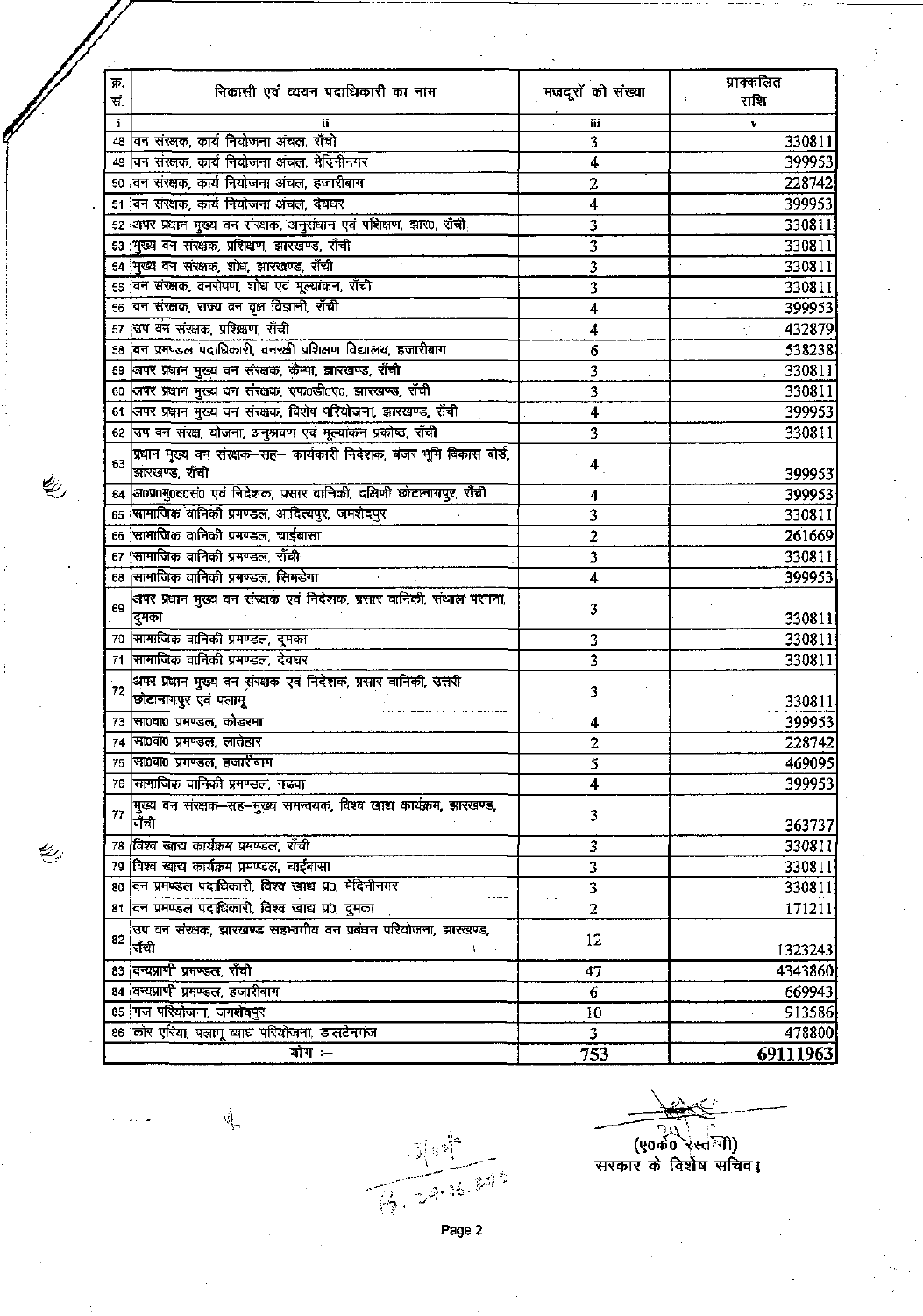| क्र. सं. | निकासी एवं व्ययन पदाधिकारी का नाम | मजदूरों की संख्या | प्राक्कलित राशि |
|---|---|---|---|
| i | ii | iii | v |
| 48 | वन संरक्षक, कार्य नियोजना अंचल, राँची | 3 | 330811 |
| 49 | वन संरक्षक, कार्य नियोजना अंचल, मेदिनीनगर | 4 | 399953 |
| 50 | वन संरक्षक, कार्य नियोजना अंचल, हजारीबाग | 2 | 228742 |
| 51 | वन संरक्षक, कार्य नियोजना अंचल, देवघर | 4 | 399953 |
| 52 | अपर प्रधान मुख्य वन संरक्षक, अनुसंधान एवं प्रशिक्षण, झार0, राँची | 3 | 330811 |
| 53 | मुख्य वन संरक्षक, प्रशिक्षण, झारखण्ड, राँची | 3 | 330811 |
| 54 | मुख्य वन संरक्षक, शोध, झारखण्ड, राँची | 3 | 330811 |
| 55 | वन संरक्षक, वनरोपण, शोध एवं मूल्यांकन, राँची | 3 | 330811 |
| 56 | वन संरक्षक, राज्य वन वृक्ष विज्ञानी, राँची | 4 | 399953 |
| 57 | उप वन संरक्षक, प्रशिक्षण, राँची | 4 | 432879 |
| 58 | वन प्रमण्डल पदाधिकारी, वनरक्षी प्रशिक्षण विद्यालय, हजारीबाग | 6 | 538238 |
| 59 | अपर प्रधान मुख्य वन संरक्षक, कैम्पा, झारखण्ड, राँची | 3 | 330811 |
| 60 | अपर प्रधान मुख्य वन संरक्षक, एफ0डी0ए0, झारखण्ड, राँची | 3 | 330811 |
| 61 | अपर प्रधान मुख्य वन संरक्षक, विशेष परियोजना, झारखण्ड, राँची | 4 | 399953 |
| 62 | उप वन संरक्ष, योजना, अनुश्रवण एवं मूल्यांकन प्रकोष्ठ, राँची | 3 | 330811 |
| 63 | प्रधान मुख्य वन संरक्षक–सह– कार्यकारी निदेशक, बंजर भूमि विकास बोर्ड, झारखण्ड, राँची | 4 | 399953 |
| 64 | अ0प्र0मु0व0सं0 एवं निदेशक, प्रसार वानिकी, दक्षिणी छोटानागपुर, राँची | 4 | 399953 |
| 65 | सामाजिक वानिकी प्रमण्डल, आदित्यपुर, जमशेदपुर | 3 | 330811 |
| 66 | सामाजिक वानिकी प्रमण्डल, चाईबासा | 2 | 261669 |
| 67 | सामाजिक वानिकी प्रमण्डल, राँची | 3 | 330811 |
| 68 | सामाजिक वानिकी प्रमण्डल, सिमडेगा | 4 | 399953 |
| 69 | अपर प्रधान मुख्य वन संरक्षक एवं निदेशक, प्रसार वानिकी, संथाल परगना, दुमका | 3 | 330811 |
| 70 | सामाजिक वानिकी प्रमण्डल, दुमका | 3 | 330811 |
| 71 | सामाजिक वानिकी प्रमण्डल, देवघर | 3 | 330811 |
| 72 | अपर प्रधान मुख्य वन संरक्षक एवं निदेशक, प्रसार वानिकी, उत्तरी छोटानागपुर एवं पलामू | 3 | 330811 |
| 73 | सा0वा0 प्रमण्डल, कोडरमा | 4 | 399953 |
| 74 | सा0वा0 प्रमण्डल, लातेहार | 2 | 228742 |
| 75 | सा0वा0 प्रमण्डल, हजारीबाग | 5 | 469095 |
| 76 | सामाजिक वानिकी प्रमण्डल, गढ़वा | 4 | 399953 |
| 77 | मुख्य वन संरक्षक–सह–मुख्य समन्वयक, विश्व खाद्य कार्यक्रम, झारखण्ड, राँची | 3 | 363737 |
| 78 | विश्व खाद्य कार्यक्रम प्रमण्डल, राँची | 3 | 330811 |
| 79 | विश्व खाद्य कार्यक्रम प्रमण्डल, चाईबासा | 3 | 330811 |
| 80 | वन प्रमण्डल पदाधिकारी, विश्व खाद्य प्र0, मेदिनीनगर | 3 | 330811 |
| 81 | वन प्रमण्डल पदाधिकारी, विश्व खाद्य प्र0, दुमका | 2 | 171211 |
| 82 | उप वन संरक्षक, झारखण्ड सहभागीय वन प्रबंधन परियोजना, झारखण्ड, राँची | 12 | 1323243 |
| 83 | वन्यप्राणी प्रमण्डल, राँची | 47 | 4343860 |
| 84 | वन्यप्राणी प्रमण्डल, हजारीबाग | 6 | 669943 |
| 85 | गज परियोजना, जमशेदपुर | 10 | 913586 |
| 86 | कोर एरिया, पलामू व्याघ्र परियोजना, डालटेनगंज | 3 | 478800 |
| | **योग :–** | **753** | **69111963** |

(ए0के0 रस्तोगी)
सरकार के विशेष सचिव।